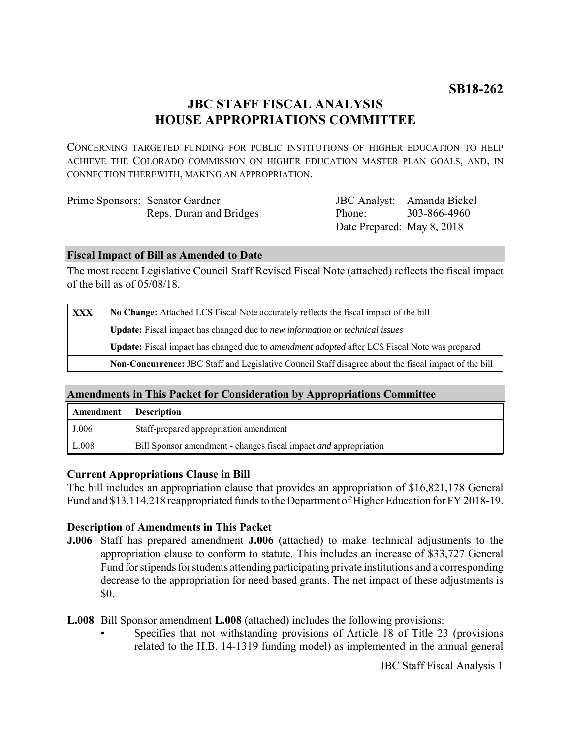**SB18-262**

# JBC STAFF FISCAL ANALYSIS
# HOUSE APPROPRIATIONS COMMITTEE

CONCERNING TARGETED FUNDING FOR PUBLIC INSTITUTIONS OF HIGHER EDUCATION TO HELP ACHIEVE THE COLORADO COMMISSION ON HIGHER EDUCATION MASTER PLAN GOALS, AND, IN CONNECTION THEREWITH, MAKING AN APPROPRIATION.

| | | | |
|---|---|---|---|
| Prime Sponsors: | Senator Gardner<br>Reps. Duran and Bridges | JBC Analyst:<br>Phone:<br>Date Prepared: | Amanda Bickel<br>303-866-4960<br>May 8, 2018 |

## Fiscal Impact of Bill as Amended to Date

The most recent Legislative Council Staff Revised Fiscal Note (attached) reflects the fiscal impact of the bill as of 05/08/18.

| | |
|---|---|
| **XXX** | **No Change:** Attached LCS Fiscal Note accurately reflects the fiscal impact of the bill |
| | **Update:** Fiscal impact has changed due to *new information or technical issues* |
| | **Update:** Fiscal impact has changed due to *amendment adopted* after LCS Fiscal Note was prepared |
| | **Non-Concurrence:** JBC Staff and Legislative Council Staff disagree about the fiscal impact of the bill |

## Amendments in This Packet for Consideration by Appropriations Committee

| Amendment | Description |
|---|---|
| J.006 | Staff-prepared appropriation amendment |
| L.008 | Bill Sponsor amendment - changes fiscal impact *and* appropriation |

### Current Appropriations Clause in Bill

The bill includes an appropriation clause that provides an appropriation of $16,821,178 General Fund and $13,114,218 reappropriated funds to the Department of Higher Education for FY 2018-19.

### Description of Amendments in This Packet

**J.006** Staff has prepared amendment **J.006** (attached) to make technical adjustments to the appropriation clause to conform to statute. This includes an increase of $33,727 General Fund for stipends for students attending participating private institutions and a corresponding decrease to the appropriation for need based grants. The net impact of these adjustments is $0.

**L.008** Bill Sponsor amendment **L.008** (attached) includes the following provisions:

- Specifies that not withstanding provisions of Article 18 of Title 23 (provisions related to the H.B. 14-1319 funding model) as implemented in the annual general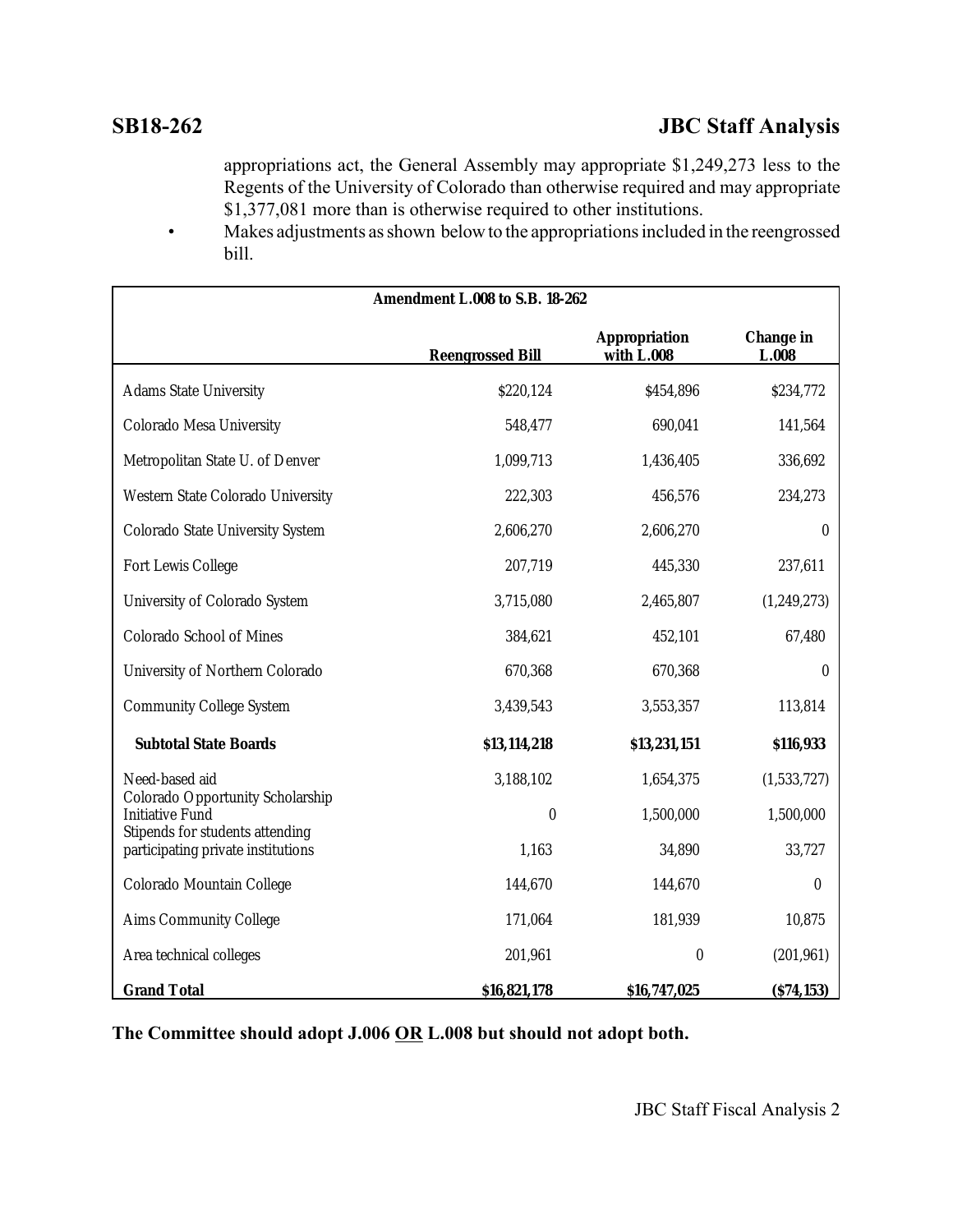appropriations act, the General Assembly may appropriate $1,249,273 less to the Regents of the University of Colorado than otherwise required and may appropriate $1,377,081 more than is otherwise required to other institutions.

- Makes adjustments as shown below to the appropriations included in the reengrossed bill.

| Amendment L.008 to S.B. 18-262 | | | |
|---|---|---|---|
| | Reengrossed Bill | Appropriation with L.008 | Change in L.008 |
| Adams State University | $220,124 | $454,896 | $234,772 |
| Colorado Mesa University | 548,477 | 690,041 | 141,564 |
| Metropolitan State U. of Denver | 1,099,713 | 1,436,405 | 336,692 |
| Western State Colorado University | 222,303 | 456,576 | 234,273 |
| Colorado State University System | 2,606,270 | 2,606,270 | 0 |
| Fort Lewis College | 207,719 | 445,330 | 237,611 |
| University of Colorado System | 3,715,080 | 2,465,807 | (1,249,273) |
| Colorado School of Mines | 384,621 | 452,101 | 67,480 |
| University of Northern Colorado | 670,368 | 670,368 | 0 |
| Community College System | 3,439,543 | 3,553,357 | 113,814 |
| **Subtotal State Boards** | **$13,114,218** | **$13,231,151** | **$116,933** |
| Need-based aid | 3,188,102 | 1,654,375 | (1,533,727) |
| Colorado Opportunity Scholarship Initiative Fund | 0 | 1,500,000 | 1,500,000 |
| Stipends for students attending participating private institutions | 1,163 | 34,890 | 33,727 |
| Colorado Mountain College | 144,670 | 144,670 | 0 |
| Aims Community College | 171,064 | 181,939 | 10,875 |
| Area technical colleges | 201,961 | 0 | (201,961) |
| **Grand Total** | **$16,821,178** | **$16,747,025** | **($74,153)** |

**The Committee should adopt J.006 OR L.008 but should not adopt both.**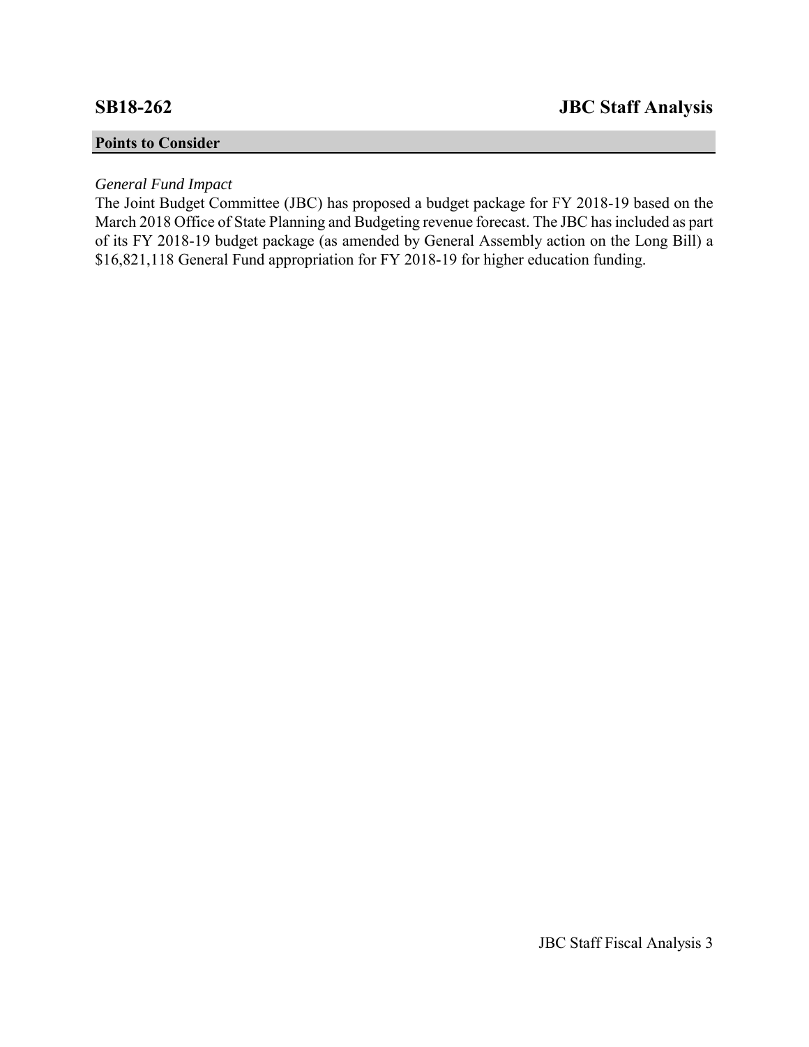## Points to Consider

*General Fund Impact*

The Joint Budget Committee (JBC) has proposed a budget package for FY 2018-19 based on the March 2018 Office of State Planning and Budgeting revenue forecast. The JBC has included as part of its FY 2018-19 budget package (as amended by General Assembly action on the Long Bill) a $16,821,118 General Fund appropriation for FY 2018-19 for higher education funding.